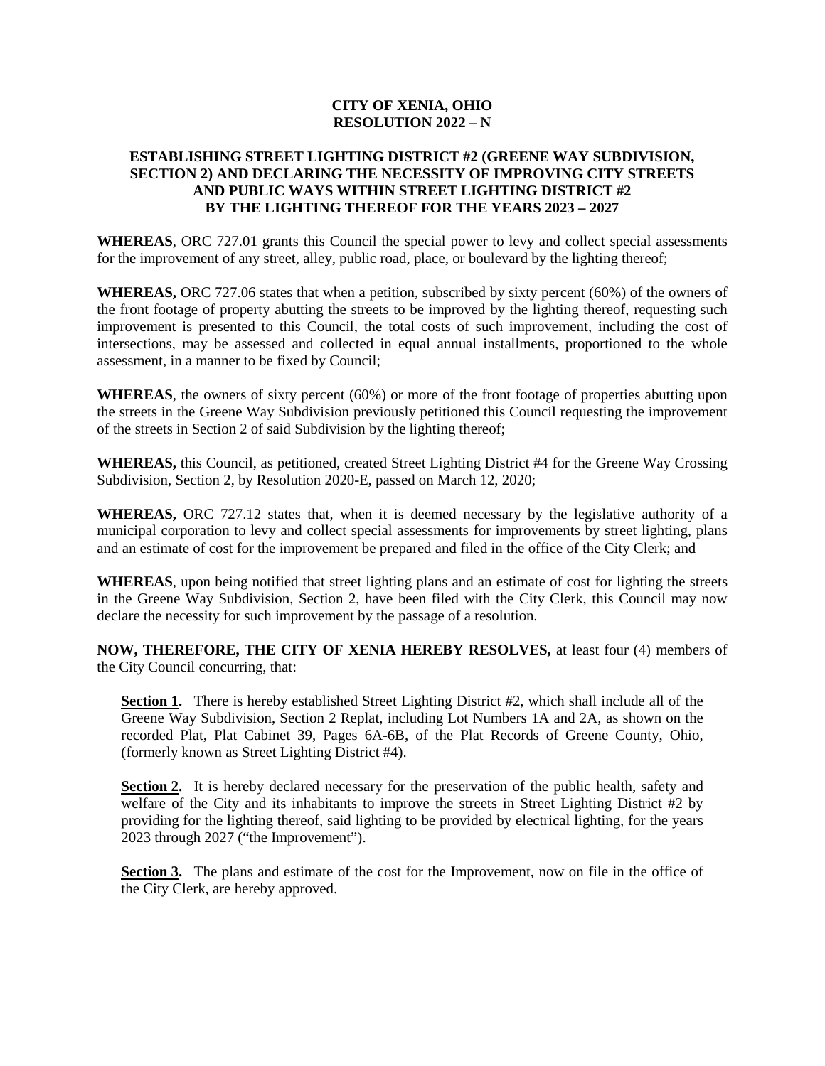# CITY OF XENIA, OHIO
# RESOLUTION 2022 – N

## ESTABLISHING STREET LIGHTING DISTRICT #2 (GREENE WAY SUBDIVISION, SECTION 2) AND DECLARING THE NECESSITY OF IMPROVING CITY STREETS AND PUBLIC WAYS WITHIN STREET LIGHTING DISTRICT #2 BY THE LIGHTING THEREOF FOR THE YEARS 2023 – 2027

**WHEREAS**, ORC 727.01 grants this Council the special power to levy and collect special assessments for the improvement of any street, alley, public road, place, or boulevard by the lighting thereof;

**WHEREAS,** ORC 727.06 states that when a petition, subscribed by sixty percent (60%) of the owners of the front footage of property abutting the streets to be improved by the lighting thereof, requesting such improvement is presented to this Council, the total costs of such improvement, including the cost of intersections, may be assessed and collected in equal annual installments, proportioned to the whole assessment, in a manner to be fixed by Council;

**WHEREAS**, the owners of sixty percent (60%) or more of the front footage of properties abutting upon the streets in the Greene Way Subdivision previously petitioned this Council requesting the improvement of the streets in Section 2 of said Subdivision by the lighting thereof;

**WHEREAS,** this Council, as petitioned, created Street Lighting District #4 for the Greene Way Crossing Subdivision, Section 2, by Resolution 2020-E, passed on March 12, 2020;

**WHEREAS,** ORC 727.12 states that, when it is deemed necessary by the legislative authority of a municipal corporation to levy and collect special assessments for improvements by street lighting, plans and an estimate of cost for the improvement be prepared and filed in the office of the City Clerk; and

**WHEREAS**, upon being notified that street lighting plans and an estimate of cost for lighting the streets in the Greene Way Subdivision, Section 2, have been filed with the City Clerk, this Council may now declare the necessity for such improvement by the passage of a resolution.

**NOW, THEREFORE, THE CITY OF XENIA HEREBY RESOLVES,** at least four (4) members of the City Council concurring, that:

**Section 1.** There is hereby established Street Lighting District #2, which shall include all of the Greene Way Subdivision, Section 2 Replat, including Lot Numbers 1A and 2A, as shown on the recorded Plat, Plat Cabinet 39, Pages 6A-6B, of the Plat Records of Greene County, Ohio, (formerly known as Street Lighting District #4).

**Section 2.** It is hereby declared necessary for the preservation of the public health, safety and welfare of the City and its inhabitants to improve the streets in Street Lighting District #2 by providing for the lighting thereof, said lighting to be provided by electrical lighting, for the years 2023 through 2027 ("the Improvement").

**Section 3.** The plans and estimate of the cost for the Improvement, now on file in the office of the City Clerk, are hereby approved.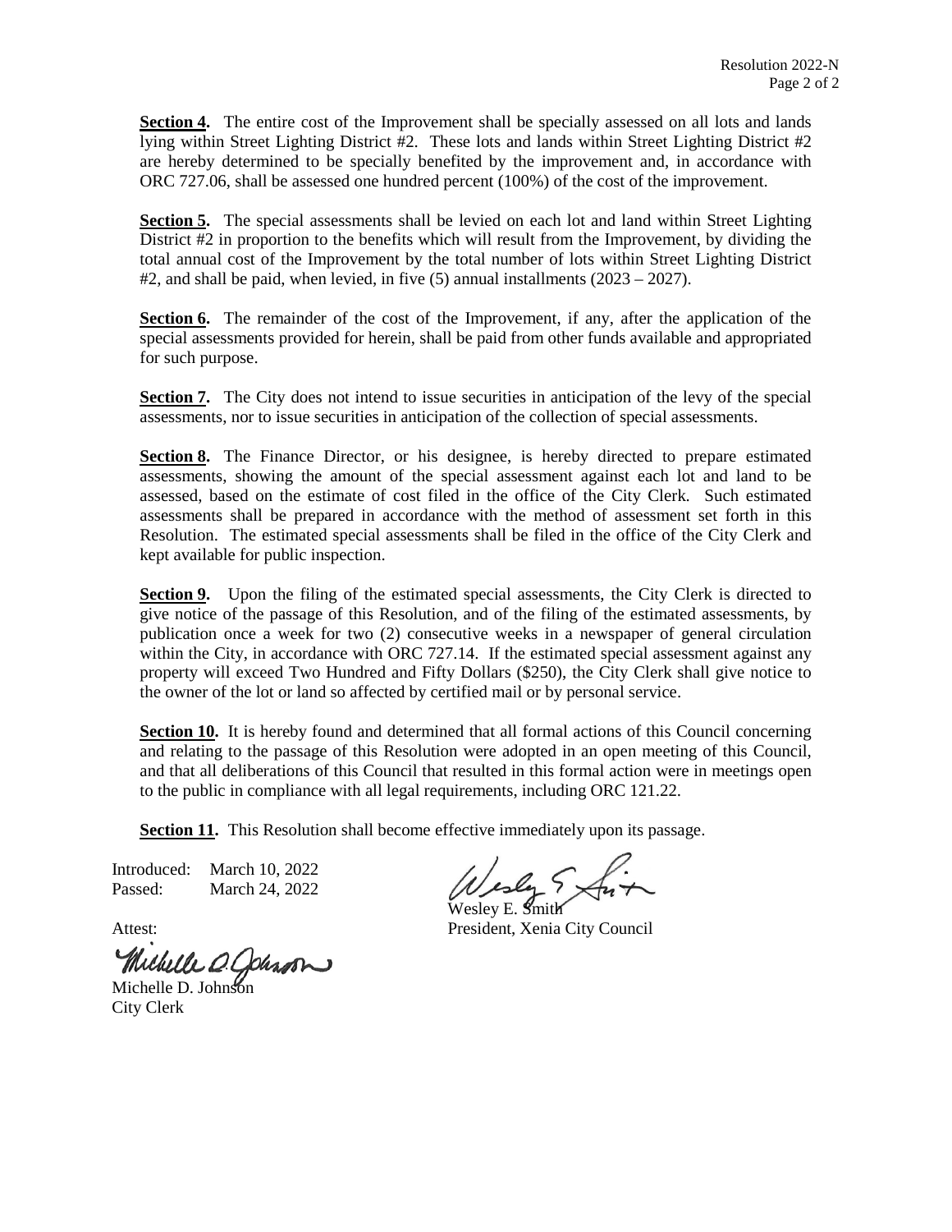**Section 4.** The entire cost of the Improvement shall be specially assessed on all lots and lands lying within Street Lighting District #2. These lots and lands within Street Lighting District #2 are hereby determined to be specially benefited by the improvement and, in accordance with ORC 727.06, shall be assessed one hundred percent (100%) of the cost of the improvement.

**Section 5.** The special assessments shall be levied on each lot and land within Street Lighting District #2 in proportion to the benefits which will result from the Improvement, by dividing the total annual cost of the Improvement by the total number of lots within Street Lighting District #2, and shall be paid, when levied, in five (5) annual installments (2023 – 2027).

**Section 6.** The remainder of the cost of the Improvement, if any, after the application of the special assessments provided for herein, shall be paid from other funds available and appropriated for such purpose.

**Section 7.** The City does not intend to issue securities in anticipation of the levy of the special assessments, nor to issue securities in anticipation of the collection of special assessments.

**Section 8.** The Finance Director, or his designee, is hereby directed to prepare estimated assessments, showing the amount of the special assessment against each lot and land to be assessed, based on the estimate of cost filed in the office of the City Clerk. Such estimated assessments shall be prepared in accordance with the method of assessment set forth in this Resolution. The estimated special assessments shall be filed in the office of the City Clerk and kept available for public inspection.

**Section 9.** Upon the filing of the estimated special assessments, the City Clerk is directed to give notice of the passage of this Resolution, and of the filing of the estimated assessments, by publication once a week for two (2) consecutive weeks in a newspaper of general circulation within the City, in accordance with ORC 727.14. If the estimated special assessment against any property will exceed Two Hundred and Fifty Dollars ($250), the City Clerk shall give notice to the owner of the lot or land so affected by certified mail or by personal service.

**Section 10.** It is hereby found and determined that all formal actions of this Council concerning and relating to the passage of this Resolution were adopted in an open meeting of this Council, and that all deliberations of this Council that resulted in this formal action were in meetings open to the public in compliance with all legal requirements, including ORC 121.22.

**Section 11.** This Resolution shall become effective immediately upon its passage.

Introduced: March 10, 2022
Passed: March 24, 2022

Wesley E. Smith
President, Xenia City Council

Attest:

Michelle D. Johnson
City Clerk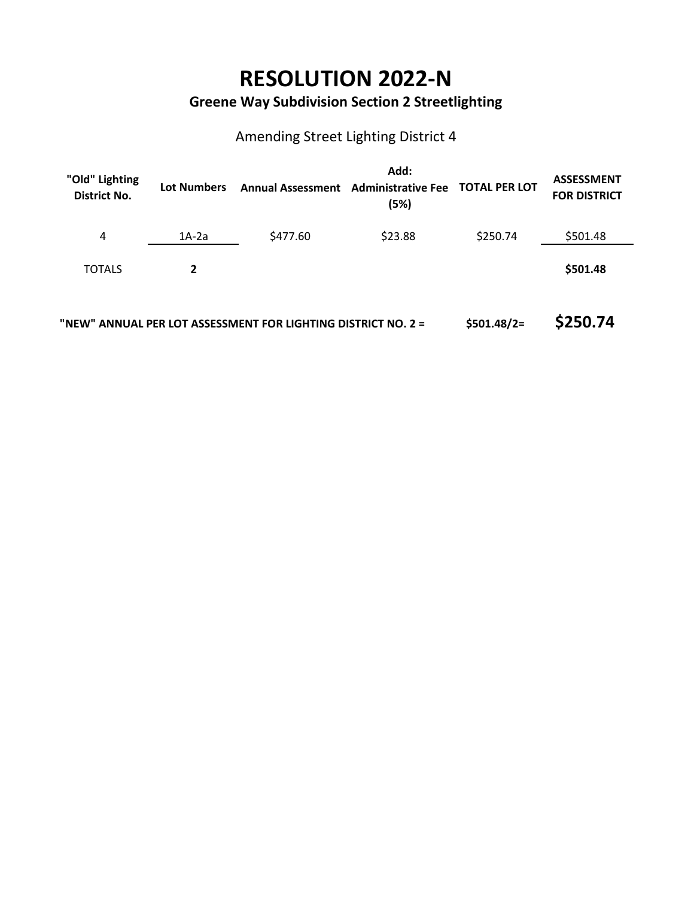# RESOLUTION 2022-N

## Greene Way Subdivision Section 2 Streetlighting

Amending Street Lighting District 4

| "Old" Lighting District No. | Lot Numbers | Annual Assessment | Add: Administrative Fee (5%) | TOTAL PER LOT | ASSESSMENT FOR DISTRICT |
|---|---|---|---|---|---|
| 4 | 1A-2a | $477.60 | $23.88 | $250.74 | $501.48 |
| TOTALS | **2** | | | | **$501.48** |

**"NEW" ANNUAL PER LOT ASSESSMENT FOR LIGHTING DISTRICT NO. 2 = $501.48/2= $250.74**